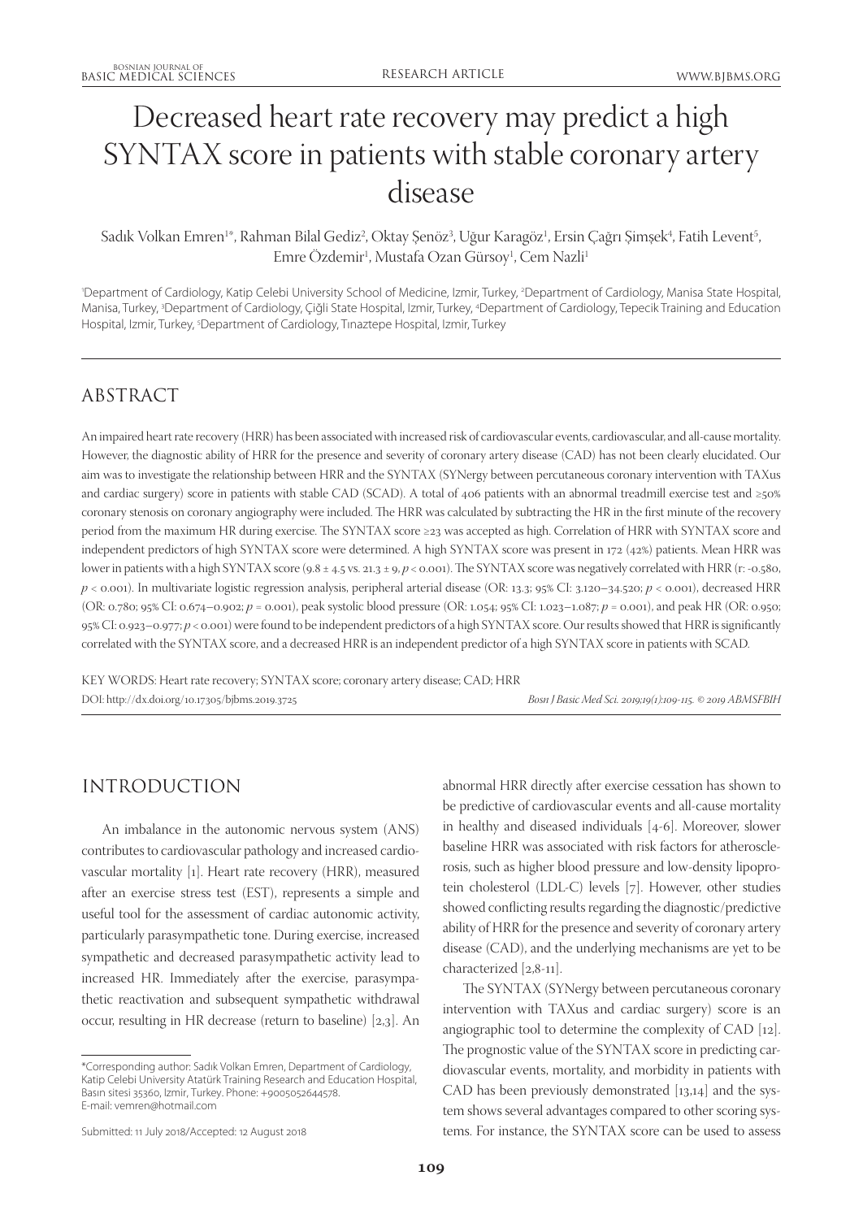# Decreased heart rate recovery may predict a high SYNTAX score in patients with stable coronary artery disease

Sadık Volkan Emren[1*], Rahman Bilal Gediz[2], Oktay Şenöz[3], Uğur Karagöz[1], Ersin Çağrı Şimşek[4], Fatih Levent[5], Emre Özdemir[1], Mustafa Ozan Gürsoy[1], Cem Nazli[1]

[1]Department of Cardiology, Katip Celebi University School of Medicine, Izmir, Turkey, [2]Department of Cardiology, Manisa State Hospital, Manisa, Turkey, [3]Department of Cardiology, Çiğli State Hospital, Izmir, Turkey, [4]Department of Cardiology, Tepecik Training and Education Hospital, Izmir, Turkey, [5]Department of Cardiology, Tınaztepe Hospital, Izmir, Turkey

## ABSTRACT

An impaired heart rate recovery (HRR) has been associated with increased risk of cardiovascular events, cardiovascular, and all-cause mortality. However, the diagnostic ability of HRR for the presence and severity of coronary artery disease (CAD) has not been clearly elucidated. Our aim was to investigate the relationship between HRR and the SYNTAX (SYNergy between percutaneous coronary intervention with TAXus and cardiac surgery) score in patients with stable CAD (SCAD). A total of 406 patients with an abnormal treadmill exercise test and ≥50% coronary stenosis on coronary angiography were included. The HRR was calculated by subtracting the HR in the first minute of the recovery period from the maximum HR during exercise. The SYNTAX score ≥23 was accepted as high. Correlation of HRR with SYNTAX score and independent predictors of high SYNTAX score were determined. A high SYNTAX score was present in 172 (42%) patients. Mean HRR was lower in patients with a high SYNTAX score (9.8 ± 4.5 vs. 21.3 ± 9, $p < 0.001$). The SYNTAX score was negatively correlated with HRR (r: -0.580, $p < 0.001$). In multivariate logistic regression analysis, peripheral arterial disease (OR: 13.3; 95% CI: 3.120–34.520; $p < 0.001$), decreased HRR (OR: 0.780; 95% CI: 0.674–0.902; $p = 0.001$), peak systolic blood pressure (OR: 1.054; 95% CI: 1.023–1.087; $p = 0.001$), and peak HR (OR: 0.950; 95% CI: 0.923–0.977; $p < 0.001$) were found to be independent predictors of a high SYNTAX score. Our results showed that HRR is significantly correlated with the SYNTAX score, and a decreased HRR is an independent predictor of a high SYNTAX score in patients with SCAD.

KEY WORDS: Heart rate recovery; SYNTAX score; coronary artery disease; CAD; HRR

DOI: http://dx.doi.org/10.17305/bjbms.2019.3725

*Bosn J Basic Med Sci. 2019;19(1):109-115. © 2019 ABMSFBIH*

## INTRODUCTION

An imbalance in the autonomic nervous system (ANS) contributes to cardiovascular pathology and increased cardiovascular mortality [1]. Heart rate recovery (HRR), measured after an exercise stress test (EST), represents a simple and useful tool for the assessment of cardiac autonomic activity, particularly parasympathetic tone. During exercise, increased sympathetic and decreased parasympathetic activity lead to increased HR. Immediately after the exercise, parasympathetic reactivation and subsequent sympathetic withdrawal occur, resulting in HR decrease (return to baseline) [2,3]. An abnormal HRR directly after exercise cessation has shown to be predictive of cardiovascular events and all-cause mortality in healthy and diseased individuals [4-6]. Moreover, slower baseline HRR was associated with risk factors for atherosclerosis, such as higher blood pressure and low-density lipoprotein cholesterol (LDL-C) levels [7]. However, other studies showed conflicting results regarding the diagnostic/predictive ability of HRR for the presence and severity of coronary artery disease (CAD), and the underlying mechanisms are yet to be characterized [2,8-11].

The SYNTAX (SYNergy between percutaneous coronary intervention with TAXus and cardiac surgery) score is an angiographic tool to determine the complexity of CAD [12]. The prognostic value of the SYNTAX score in predicting cardiovascular events, mortality, and morbidity in patients with CAD has been previously demonstrated [13,14] and the system shows several advantages compared to other scoring systems. For instance, the SYNTAX score can be used to assess

*Corresponding author: Sadık Volkan Emren, Department of Cardiology, Katip Celebi University Atatürk Training Research and Education Hospital, Basın sitesi 35360, Izmir, Turkey. Phone: +9005052644578. E-mail: vemren@hotmail.com

Submitted: 11 July 2018/Accepted: 12 August 2018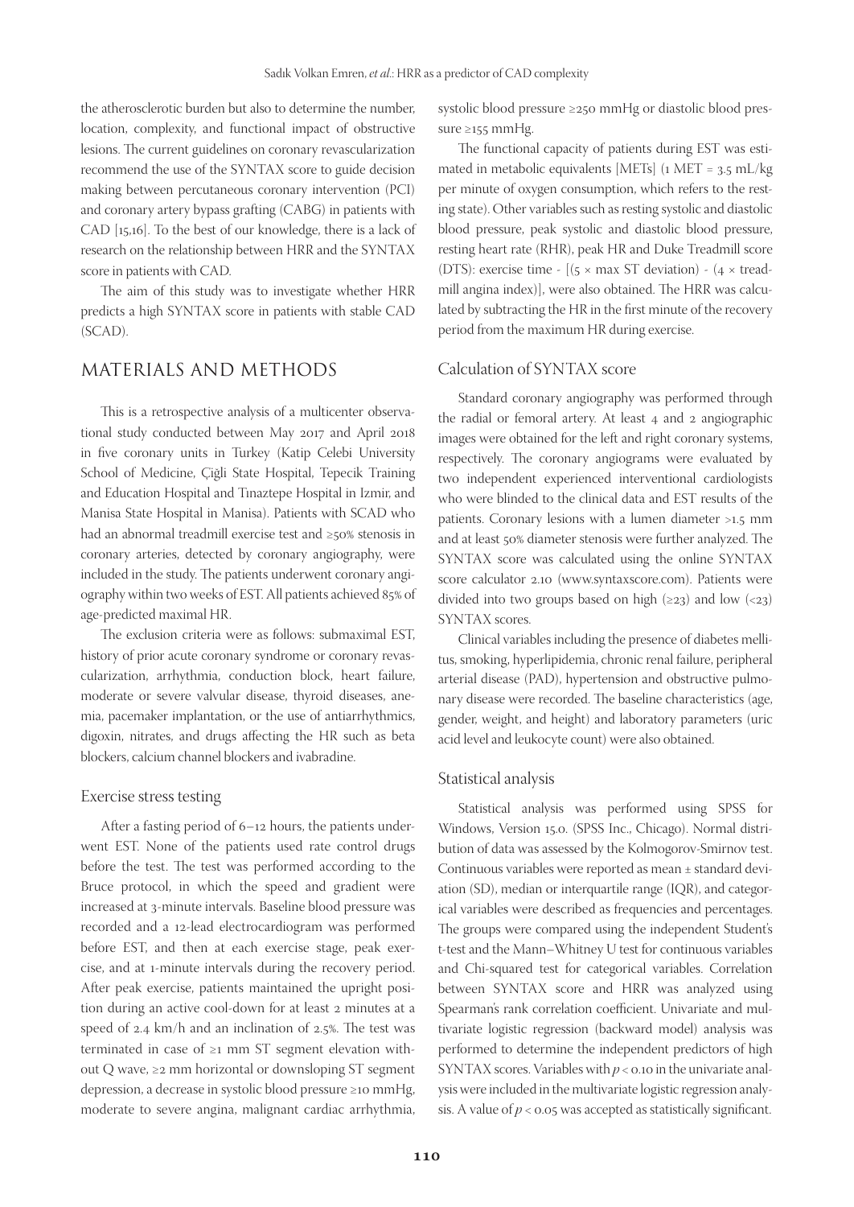the atherosclerotic burden but also to determine the number, location, complexity, and functional impact of obstructive lesions. The current guidelines on coronary revascularization recommend the use of the SYNTAX score to guide decision making between percutaneous coronary intervention (PCI) and coronary artery bypass grafting (CABG) in patients with CAD [15,16]. To the best of our knowledge, there is a lack of research on the relationship between HRR and the SYNTAX score in patients with CAD.

The aim of this study was to investigate whether HRR predicts a high SYNTAX score in patients with stable CAD (SCAD).

## MATERIALS AND METHODS

This is a retrospective analysis of a multicenter observational study conducted between May 2017 and April 2018 in five coronary units in Turkey (Katip Celebi University School of Medicine, Çiğli State Hospital, Tepecik Training and Education Hospital and Tınaztepe Hospital in Izmir, and Manisa State Hospital in Manisa). Patients with SCAD who had an abnormal treadmill exercise test and ≥50% stenosis in coronary arteries, detected by coronary angiography, were included in the study. The patients underwent coronary angiography within two weeks of EST. All patients achieved 85% of age-predicted maximal HR.

The exclusion criteria were as follows: submaximal EST, history of prior acute coronary syndrome or coronary revascularization, arrhythmia, conduction block, heart failure, moderate or severe valvular disease, thyroid diseases, anemia, pacemaker implantation, or the use of antiarrhythmics, digoxin, nitrates, and drugs affecting the HR such as beta blockers, calcium channel blockers and ivabradine.

### Exercise stress testing

After a fasting period of 6–12 hours, the patients underwent EST. None of the patients used rate control drugs before the test. The test was performed according to the Bruce protocol, in which the speed and gradient were increased at 3-minute intervals. Baseline blood pressure was recorded and a 12-lead electrocardiogram was performed before EST, and then at each exercise stage, peak exercise, and at 1-minute intervals during the recovery period. After peak exercise, patients maintained the upright position during an active cool-down for at least 2 minutes at a speed of 2.4 km/h and an inclination of 2.5%. The test was terminated in case of ≥1 mm ST segment elevation without Q wave, ≥2 mm horizontal or downsloping ST segment depression, a decrease in systolic blood pressure ≥10 mmHg, moderate to severe angina, malignant cardiac arrhythmia, systolic blood pressure ≥250 mmHg or diastolic blood pressure ≥155 mmHg.

The functional capacity of patients during EST was estimated in metabolic equivalents [METs] (1 MET = 3.5 mL/kg per minute of oxygen consumption, which refers to the resting state). Other variables such as resting systolic and diastolic blood pressure, peak systolic and diastolic blood pressure, resting heart rate (RHR), peak HR and Duke Treadmill score (DTS): exercise time - [(5 × max ST deviation) - (4 × treadmill angina index)], were also obtained. The HRR was calculated by subtracting the HR in the first minute of the recovery period from the maximum HR during exercise.

### Calculation of SYNTAX score

Standard coronary angiography was performed through the radial or femoral artery. At least 4 and 2 angiographic images were obtained for the left and right coronary systems, respectively. The coronary angiograms were evaluated by two independent experienced interventional cardiologists who were blinded to the clinical data and EST results of the patients. Coronary lesions with a lumen diameter >1.5 mm and at least 50% diameter stenosis were further analyzed. The SYNTAX score was calculated using the online SYNTAX score calculator 2.10 (www.syntaxscore.com). Patients were divided into two groups based on high (≥23) and low (<23) SYNTAX scores.

Clinical variables including the presence of diabetes mellitus, smoking, hyperlipidemia, chronic renal failure, peripheral arterial disease (PAD), hypertension and obstructive pulmonary disease were recorded. The baseline characteristics (age, gender, weight, and height) and laboratory parameters (uric acid level and leukocyte count) were also obtained.

### Statistical analysis

Statistical analysis was performed using SPSS for Windows, Version 15.0. (SPSS Inc., Chicago). Normal distribution of data was assessed by the Kolmogorov-Smirnov test. Continuous variables were reported as mean ± standard deviation (SD), median or interquartile range (IQR), and categorical variables were described as frequencies and percentages. The groups were compared using the independent Student's t-test and the Mann–Whitney U test for continuous variables and Chi-squared test for categorical variables. Correlation between SYNTAX score and HRR was analyzed using Spearman's rank correlation coefficient. Univariate and multivariate logistic regression (backward model) analysis was performed to determine the independent predictors of high SYNTAX scores. Variables with $p < 0.10$ in the univariate analysis were included in the multivariate logistic regression analysis. A value of $p < 0.05$ was accepted as statistically significant.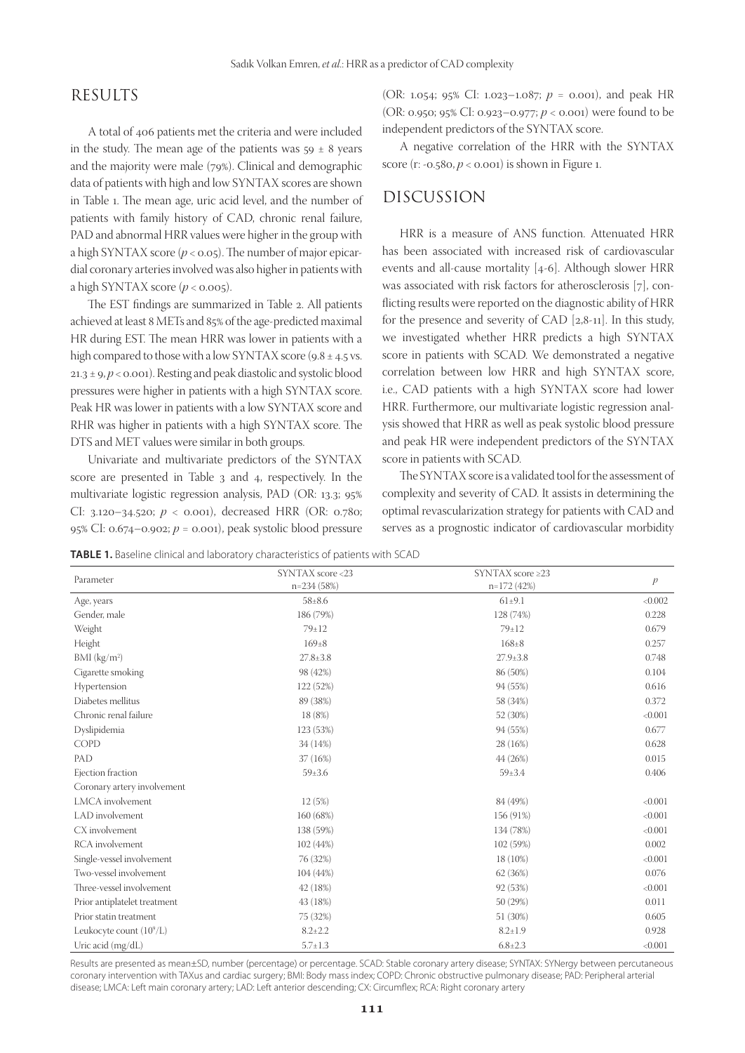## RESULTS

A total of 406 patients met the criteria and were included in the study. The mean age of the patients was 59 ± 8 years and the majority were male (79%). Clinical and demographic data of patients with high and low SYNTAX scores are shown in Table 1. The mean age, uric acid level, and the number of patients with family history of CAD, chronic renal failure, PAD and abnormal HRR values were higher in the group with a high SYNTAX score ($p < 0.05$). The number of major epicardial coronary arteries involved was also higher in patients with a high SYNTAX score ($p < 0.005$).

The EST findings are summarized in Table 2. All patients achieved at least 8 METs and 85% of the age-predicted maximal HR during EST. The mean HRR was lower in patients with a high compared to those with a low SYNTAX score (9.8 ± 4.5 vs. 21.3 ± 9, $p < 0.001$). Resting and peak diastolic and systolic blood pressures were higher in patients with a high SYNTAX score. Peak HR was lower in patients with a low SYNTAX score and RHR was higher in patients with a high SYNTAX score. The DTS and MET values were similar in both groups.

Univariate and multivariate predictors of the SYNTAX score are presented in Table 3 and 4, respectively. In the multivariate logistic regression analysis, PAD (OR: 13.3; 95% CI: 3.120–34.520; $p < 0.001$), decreased HRR (OR: 0.780; 95% CI: 0.674–0.902; $p = 0.001$), peak systolic blood pressure (OR: 1.054; 95% CI: 1.023–1.087; $p = 0.001$), and peak HR (OR: 0.950; 95% CI: 0.923–0.977; $p < 0.001$) were found to be independent predictors of the SYNTAX score.

A negative correlation of the HRR with the SYNTAX score (r: -0.580, $p < 0.001$) is shown in Figure 1.

## DISCUSSION

HRR is a measure of ANS function. Attenuated HRR has been associated with increased risk of cardiovascular events and all-cause mortality [4-6]. Although slower HRR was associated with risk factors for atherosclerosis [7], conflicting results were reported on the diagnostic ability of HRR for the presence and severity of CAD [2,8-11]. In this study, we investigated whether HRR predicts a high SYNTAX score in patients with SCAD. We demonstrated a negative correlation between low HRR and high SYNTAX score, i.e., CAD patients with a high SYNTAX score had lower HRR. Furthermore, our multivariate logistic regression analysis showed that HRR as well as peak systolic blood pressure and peak HR were independent predictors of the SYNTAX score in patients with SCAD.

The SYNTAX score is a validated tool for the assessment of complexity and severity of CAD. It assists in determining the optimal revascularization strategy for patients with CAD and serves as a prognostic indicator of cardiovascular morbidity

**TABLE 1.** Baseline clinical and laboratory characteristics of patients with SCAD

| Parameter | SYNTAX score <23 n=234 (58%) | SYNTAX score ≥23 n=172 (42%) | $p$ |
|---|---|---|---|
| Age, years | 58±8.6 | 61±9.1 | <0.002 |
| Gender, male | 186 (79%) | 128 (74%) | 0.228 |
| Weight | 79±12 | 79±12 | 0.679 |
| Height | 169±8 | 168±8 | 0.257 |
| BMI (kg/m$^2$) | 27.8±3.8 | 27.9±3.8 | 0.748 |
| Cigarette smoking | 98 (42%) | 86 (50%) | 0.104 |
| Hypertension | 122 (52%) | 94 (55%) | 0.616 |
| Diabetes mellitus | 89 (38%) | 58 (34%) | 0.372 |
| Chronic renal failure | 18 (8%) | 52 (30%) | <0.001 |
| Dyslipidemia | 123 (53%) | 94 (55%) | 0.677 |
| COPD | 34 (14%) | 28 (16%) | 0.628 |
| PAD | 37 (16%) | 44 (26%) | 0.015 |
| Ejection fraction | 59±3.6 | 59±3.4 | 0.406 |
| Coronary artery involvement | | | |
| LMCA involvement | 12 (5%) | 84 (49%) | <0.001 |
| LAD involvement | 160 (68%) | 156 (91%) | <0.001 |
| CX involvement | 138 (59%) | 134 (78%) | <0.001 |
| RCA involvement | 102 (44%) | 102 (59%) | 0.002 |
| Single-vessel involvement | 76 (32%) | 18 (10%) | <0.001 |
| Two-vessel involvement | 104 (44%) | 62 (36%) | 0.076 |
| Three-vessel involvement | 42 (18%) | 92 (53%) | <0.001 |
| Prior antiplatelet treatment | 43 (18%) | 50 (29%) | 0.011 |
| Prior statin treatment | 75 (32%) | 51 (30%) | 0.605 |
| Leukocyte count (10$^9$/L) | 8.2±2.2 | 8.2±1.9 | 0.928 |
| Uric acid (mg/dL) | 5.7±1.3 | 6.8±2.3 | <0.001 |

Results are presented as mean±SD, number (percentage) or percentage. SCAD: Stable coronary artery disease; SYNTAX: SYNergy between percutaneous coronary intervention with TAXus and cardiac surgery; BMI: Body mass index; COPD: Chronic obstructive pulmonary disease; PAD: Peripheral arterial disease; LMCA: Left main coronary artery; LAD: Left anterior descending; CX: Circumflex; RCA: Right coronary artery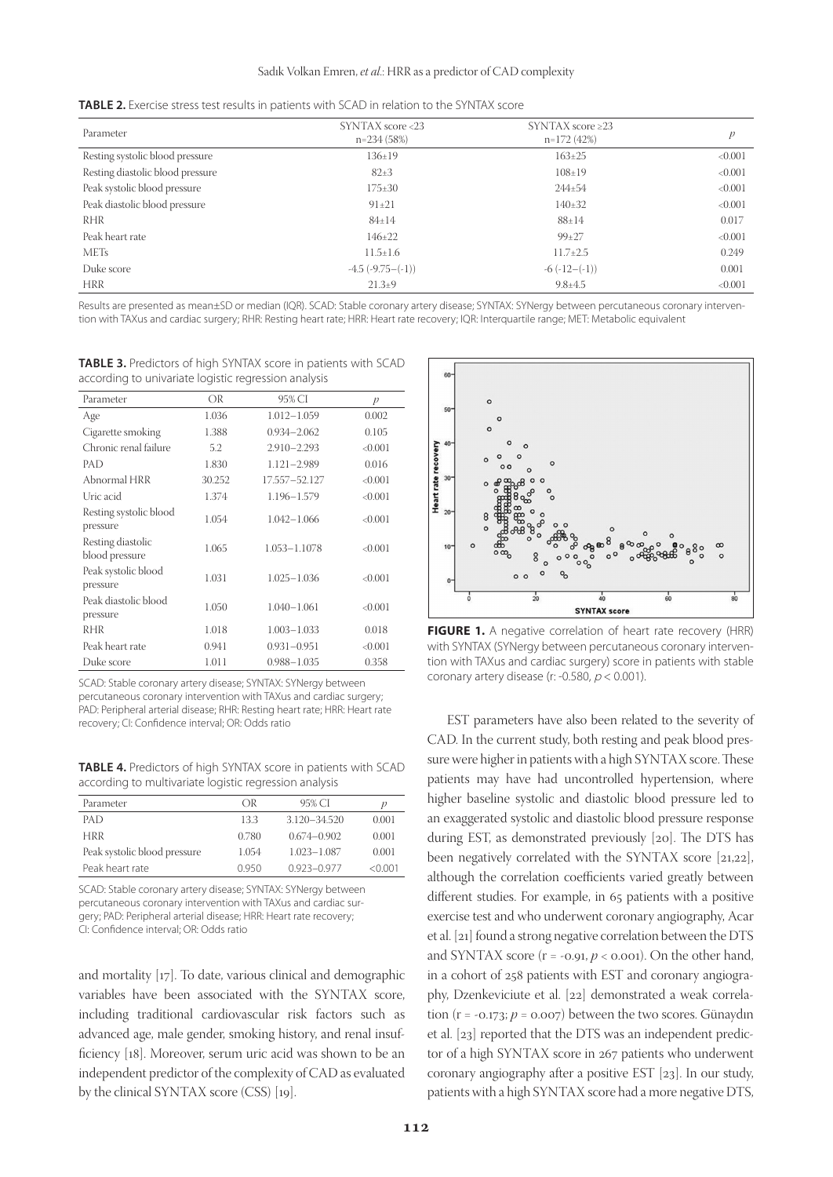**TABLE 2.** Exercise stress test results in patients with SCAD in relation to the SYNTAX score

| Parameter | SYNTAX score <23 n=234 (58%) | SYNTAX score ≥23 n=172 (42%) | $p$ |
|---|---|---|---|
| Resting systolic blood pressure | 136±19 | 163±25 | <0.001 |
| Resting diastolic blood pressure | 82±3 | 108±19 | <0.001 |
| Peak systolic blood pressure | 175±30 | 244±54 | <0.001 |
| Peak diastolic blood pressure | 91±21 | 140±32 | <0.001 |
| RHR | 84±14 | 88±14 | 0.017 |
| Peak heart rate | 146±22 | 99±27 | <0.001 |
| METs | 11.5±1.6 | 11.7±2.5 | 0.249 |
| Duke score | -4.5 (-9.75–(-1)) | -6 (-12–(-1)) | 0.001 |
| HRR | 21.3±9 | 9.8±4.5 | <0.001 |

Results are presented as mean±SD or median (IQR). SCAD: Stable coronary artery disease; SYNTAX: SYNergy between percutaneous coronary intervention with TAXus and cardiac surgery; RHR: Resting heart rate; HRR: Heart rate recovery; IQR: Interquartile range; MET: Metabolic equivalent

**TABLE 3.** Predictors of high SYNTAX score in patients with SCAD according to univariate logistic regression analysis

| Parameter | OR | 95% CI | $p$ |
|---|---|---|---|
| Age | 1.036 | 1.012–1.059 | 0.002 |
| Cigarette smoking | 1.388 | 0.934–2.062 | 0.105 |
| Chronic renal failure | 5.2 | 2.910–2.293 | <0.001 |
| PAD | 1.830 | 1.121–2.989 | 0.016 |
| Abnormal HRR | 30.252 | 17.557–52.127 | <0.001 |
| Uric acid | 1.374 | 1.196–1.579 | <0.001 |
| Resting systolic blood pressure | 1.054 | 1.042–1.066 | <0.001 |
| Resting diastolic blood pressure | 1.065 | 1.053–1.1078 | <0.001 |
| Peak systolic blood pressure | 1.031 | 1.025–1.036 | <0.001 |
| Peak diastolic blood pressure | 1.050 | 1.040–1.061 | <0.001 |
| RHR | 1.018 | 1.003–1.033 | 0.018 |
| Peak heart rate | 0.941 | 0.931–0.951 | <0.001 |
| Duke score | 1.011 | 0.988–1.035 | 0.358 |

SCAD: Stable coronary artery disease; SYNTAX: SYNergy between percutaneous coronary intervention with TAXus and cardiac surgery; PAD: Peripheral arterial disease; RHR: Resting heart rate; HRR: Heart rate recovery; CI: Confidence interval; OR: Odds ratio

**TABLE 4.** Predictors of high SYNTAX score in patients with SCAD according to multivariate logistic regression analysis

| Parameter | OR | 95% CI | $p$ |
|---|---|---|---|
| PAD | 13.3 | 3.120–34.520 | 0.001 |
| HRR | 0.780 | 0.674–0.902 | 0.001 |
| Peak systolic blood pressure | 1.054 | 1.023–1.087 | 0.001 |
| Peak heart rate | 0.950 | 0.923–0.977 | <0.001 |

SCAD: Stable coronary artery disease; SYNTAX: SYNergy between percutaneous coronary intervention with TAXus and cardiac surgery; PAD: Peripheral arterial disease; HRR: Heart rate recovery; CI: Confidence interval; OR: Odds ratio

and mortality [17]. To date, various clinical and demographic variables have been associated with the SYNTAX score, including traditional cardiovascular risk factors such as advanced age, male gender, smoking history, and renal insufficiency [18]. Moreover, serum uric acid was shown to be an independent predictor of the complexity of CAD as evaluated by the clinical SYNTAX score (CSS) [19].

**FIGURE 1.** A negative correlation of heart rate recovery (HRR) with SYNTAX (SYNergy between percutaneous coronary intervention with TAXus and cardiac surgery) score in patients with stable coronary artery disease (r: -0.580, $p < 0.001$).

EST parameters have also been related to the severity of CAD. In the current study, both resting and peak blood pressure were higher in patients with a high SYNTAX score. These patients may have had uncontrolled hypertension, where higher baseline systolic and diastolic blood pressure led to an exaggerated systolic and diastolic blood pressure response during EST, as demonstrated previously [20]. The DTS has been negatively correlated with the SYNTAX score [21,22], although the correlation coefficients varied greatly between different studies. For example, in 65 patients with a positive exercise test and who underwent coronary angiography, Acar et al. [21] found a strong negative correlation between the DTS and SYNTAX score ($r = -0.91$, $p < 0.001$). On the other hand, in a cohort of 258 patients with EST and coronary angiography, Dzenkeviciute et al. [22] demonstrated a weak correlation ($r = -0.173$; $p = 0.007$) between the two scores. Günaydın et al. [23] reported that the DTS was an independent predictor of a high SYNTAX score in 267 patients who underwent coronary angiography after a positive EST [23]. In our study, patients with a high SYNTAX score had a more negative DTS,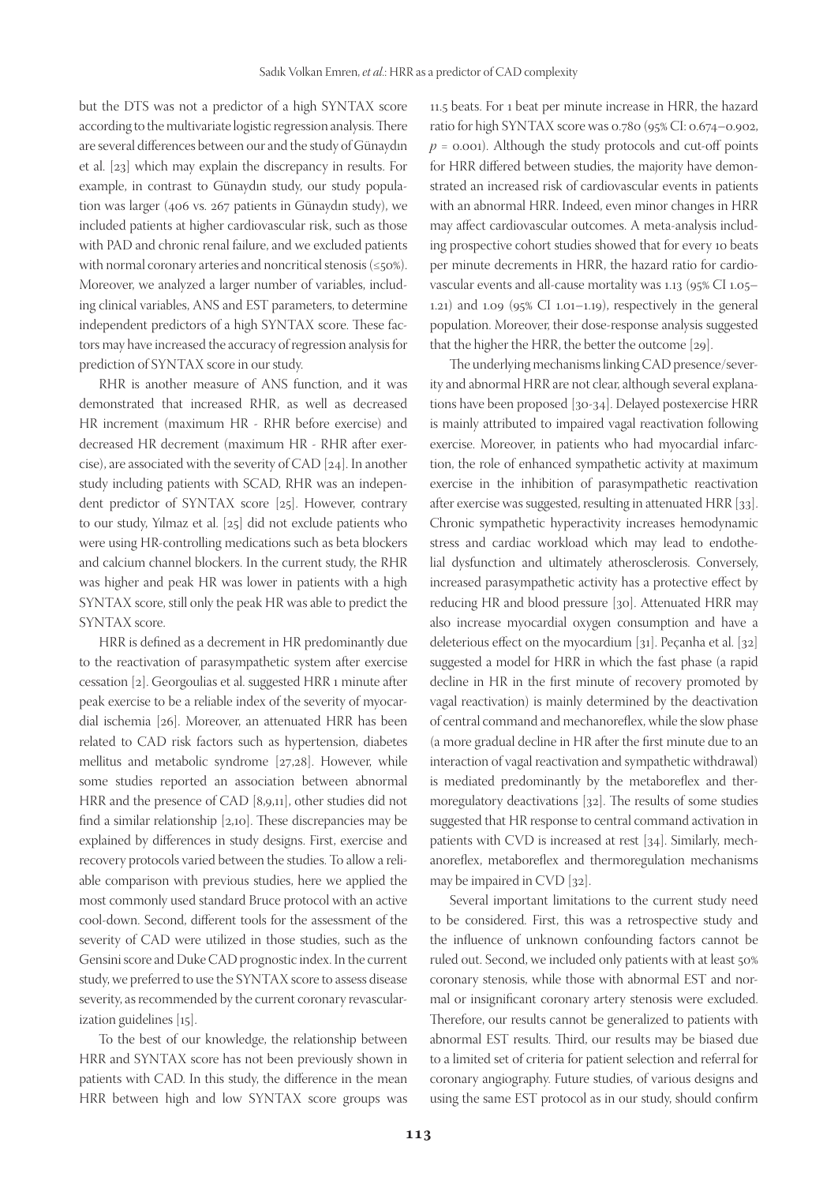but the DTS was not a predictor of a high SYNTAX score according to the multivariate logistic regression analysis. There are several differences between our and the study of Günaydın et al. [23] which may explain the discrepancy in results. For example, in contrast to Günaydın study, our study population was larger (406 vs. 267 patients in Günaydın study), we included patients at higher cardiovascular risk, such as those with PAD and chronic renal failure, and we excluded patients with normal coronary arteries and noncritical stenosis (≤50%). Moreover, we analyzed a larger number of variables, including clinical variables, ANS and EST parameters, to determine independent predictors of a high SYNTAX score. These factors may have increased the accuracy of regression analysis for prediction of SYNTAX score in our study.

RHR is another measure of ANS function, and it was demonstrated that increased RHR, as well as decreased HR increment (maximum HR - RHR before exercise) and decreased HR decrement (maximum HR - RHR after exercise), are associated with the severity of CAD [24]. In another study including patients with SCAD, RHR was an independent predictor of SYNTAX score [25]. However, contrary to our study, Yılmaz et al. [25] did not exclude patients who were using HR-controlling medications such as beta blockers and calcium channel blockers. In the current study, the RHR was higher and peak HR was lower in patients with a high SYNTAX score, still only the peak HR was able to predict the SYNTAX score.

HRR is defined as a decrement in HR predominantly due to the reactivation of parasympathetic system after exercise cessation [2]. Georgoulias et al. suggested HRR 1 minute after peak exercise to be a reliable index of the severity of myocardial ischemia [26]. Moreover, an attenuated HRR has been related to CAD risk factors such as hypertension, diabetes mellitus and metabolic syndrome [27,28]. However, while some studies reported an association between abnormal HRR and the presence of CAD [8,9,11], other studies did not find a similar relationship [2,10]. These discrepancies may be explained by differences in study designs. First, exercise and recovery protocols varied between the studies. To allow a reliable comparison with previous studies, here we applied the most commonly used standard Bruce protocol with an active cool-down. Second, different tools for the assessment of the severity of CAD were utilized in those studies, such as the Gensini score and Duke CAD prognostic index. In the current study, we preferred to use the SYNTAX score to assess disease severity, as recommended by the current coronary revascularization guidelines [15].

To the best of our knowledge, the relationship between HRR and SYNTAX score has not been previously shown in patients with CAD. In this study, the difference in the mean HRR between high and low SYNTAX score groups was 11.5 beats. For 1 beat per minute increase in HRR, the hazard ratio for high SYNTAX score was 0.780 (95% CI: 0.674–0.902, $p = 0.001$). Although the study protocols and cut-off points for HRR differed between studies, the majority have demonstrated an increased risk of cardiovascular events in patients with an abnormal HRR. Indeed, even minor changes in HRR may affect cardiovascular outcomes. A meta-analysis including prospective cohort studies showed that for every 10 beats per minute decrements in HRR, the hazard ratio for cardiovascular events and all-cause mortality was 1.13 (95% CI 1.05–1.21) and 1.09 (95% CI 1.01–1.19), respectively in the general population. Moreover, their dose-response analysis suggested that the higher the HRR, the better the outcome [29].

The underlying mechanisms linking CAD presence/severity and abnormal HRR are not clear, although several explanations have been proposed [30-34]. Delayed postexercise HRR is mainly attributed to impaired vagal reactivation following exercise. Moreover, in patients who had myocardial infarction, the role of enhanced sympathetic activity at maximum exercise in the inhibition of parasympathetic reactivation after exercise was suggested, resulting in attenuated HRR [33]. Chronic sympathetic hyperactivity increases hemodynamic stress and cardiac workload which may lead to endothelial dysfunction and ultimately atherosclerosis. Conversely, increased parasympathetic activity has a protective effect by reducing HR and blood pressure [30]. Attenuated HRR may also increase myocardial oxygen consumption and have a deleterious effect on the myocardium [31]. Peçanha et al. [32] suggested a model for HRR in which the fast phase (a rapid decline in HR in the first minute of recovery promoted by vagal reactivation) is mainly determined by the deactivation of central command and mechanoreflex, while the slow phase (a more gradual decline in HR after the first minute due to an interaction of vagal reactivation and sympathetic withdrawal) is mediated predominantly by the metaboreflex and thermoregulatory deactivations [32]. The results of some studies suggested that HR response to central command activation in patients with CVD is increased at rest [34]. Similarly, mechanoreflex, metaboreflex and thermoregulation mechanisms may be impaired in CVD [32].

Several important limitations to the current study need to be considered. First, this was a retrospective study and the influence of unknown confounding factors cannot be ruled out. Second, we included only patients with at least 50% coronary stenosis, while those with abnormal EST and normal or insignificant coronary artery stenosis were excluded. Therefore, our results cannot be generalized to patients with abnormal EST results. Third, our results may be biased due to a limited set of criteria for patient selection and referral for coronary angiography. Future studies, of various designs and using the same EST protocol as in our study, should confirm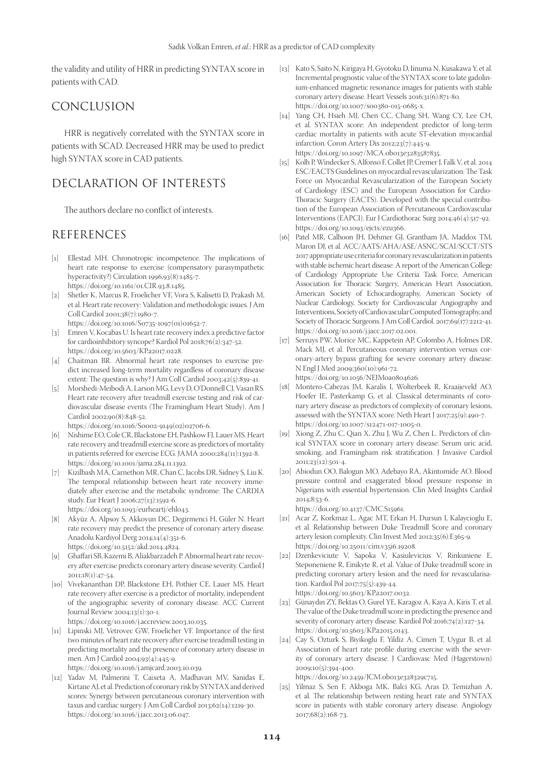the validity and utility of HRR in predicting SYNTAX score in patients with CAD.

## CONCLUSION

HRR is negatively correlated with the SYNTAX score in patients with SCAD. Decreased HRR may be used to predict high SYNTAX score in CAD patients.

## DECLARATION OF INTERESTS

The authors declare no conflict of interests.

## REFERENCES

[1] Ellestad MH. Chronotropic incompetence. The implications of heart rate response to exercise (compensatory parasympathetic hyperactivity?) Circulation 1996;93(8):1485-7. https://doi.org/10.1161/01.CIR.93.8.1485.

[2] Shetler K, Marcus R, Froelicher VF, Vora S, Kalisetti D, Prakash M, et al. Heart rate recovery: Validation and methodologic issues. J Am Coll Cardiol 2001;38(7):1980-7. https://doi.org/10.1016/S0735-1097(01)01652-7.

[3] Emren V, Kocabas U. Is heart rate recovery index a predictive factor for cardioinhibitory syncope? Kardiol Pol 2018;76(2):347-52. https://doi.org/10.5603/KP.a2017.0228.

[4] Chaitman BR. Abnormal heart rate responses to exercise predict increased long-term mortality regardless of coronary disease extent: The question is why? J Am Coll Cardiol 2003;42(5):839-41.

[5] Morshedi-Meibodi A, Larson MG, Levy D, O'Donnell CJ, Vasan RS. Heart rate recovery after treadmill exercise testing and risk of cardiovascular disease events (The Framingham Heart Study). Am J Cardiol 2002;90(8):848-52. https://doi.org/10.1016/S0002-9149(02)02706-6.

[6] Nishime EO, Cole CR, Blackstone EH, Pashkow FJ, Lauer MS. Heart rate recovery and treadmill exercise score as predictors of mortality in patients referred for exercise ECG. JAMA 2000;284(11):1392-8. https://doi.org/10.1001/jama.284.11.1392.

[7] Kizilbash MA, Carnethon MR, Chan C, Jacobs DR, Sidney S, Liu K. The temporal relationship between heart rate recovery immediately after exercise and the metabolic syndrome: The CARDIA study. Eur Heart J 2006;27(13):1592-6. https://doi.org/10.1093/eurheartj/ehl043.

[8] Akyüz A, Alpsoy S, Akkoyun DC, Degirmenci H, Güler N. Heart rate recovery may predict the presence of coronary artery disease. Anadolu Kardiyol Derg 2014;14(4):351-6. https://doi.org/10.5152/akd.2014.4824.

[9] Ghaffari SB, Kazemi B, Aliakbarzadeh P. Abnormal heart rate recovery after exercise predicts coronary artery disease severity. Cardiol J 2011;18(1):47-54.

[10] Vivekananthan DP, Blackstone EH, Pothier CE, Lauer MS. Heart rate recovery after exercise is a predictor of mortality, independent of the angiographic severity of coronary disease. ACC Current Journal Review 2004;13(1):30-1. https://doi.org/10.1016/j.accreview.2003.10.035.

[11] Lipinski MJ, Vetrovec GW, Froelicher VF. Importance of the first two minutes of heart rate recovery after exercise treadmill testing in predicting mortality and the presence of coronary artery disease in men. Am J Cardiol 2004;93(4):445-9. https://doi.org/10.1016/j.amjcard.2003.10.039.

[12] Yadav M, Palmerini T, Caixeta A, Madhavan MV, Sanidas E, Kirtane AJ, et al. Prediction of coronary risk by SYNTAX and derived scores: Synergy between percutaneous coronary intervention with taxus and cardiac surgery. J Am Coll Cardiol 2013;62(14):1219-30. https://doi.org/10.1016/j.jacc.2013.06.047.

[13] Kato S, Saito N, Kirigaya H, Gyotoku D, Iinuma N, Kusakawa Y, et al. Incremental prognostic value of the SYNTAX score to late gadolinium-enhanced magnetic resonance images for patients with stable coronary artery disease. Heart Vessels 2016;31(6):871-80. https://doi.org/10.1007/s00380-015-0685-x.

[14] Yang CH, Hsieh MJ, Chen CC, Chang SH, Wang CY, Lee CH, et al. SYNTAX score: An independent predictor of long-term cardiac mortality in patients with acute ST-elevation myocardial infarction. Coron Artery Dis 2012;23(7):445-9. https://doi.org/10.1097/MCA.0b013e3283587835.

[15] Kolh P, Windecker S, Alfonso F, Collet JP, Cremer J, Falk V, et al. 2014 ESC/EACTS Guidelines on myocardial revascularization: The Task Force on Myocardial Revascularization of the European Society of Cardiology (ESC) and the European Association for Cardio-Thoracic Surgery (EACTS). Developed with the special contribution of the European Association of Percutaneous Cardiovascular Interventions (EAPCI). Eur J Cardiothorac Surg 2014;46(4):517-92. https://doi.org/10.1093/ejcts/ezu366.

[16] Patel MR, Calhoon JH, Dehmer GJ, Grantham JA, Maddox TM, Maron DJ, et al. ACC/AATS/AHA/ASE/ASNC/SCAI/SCCT/STS 2017 appropriate use criteria for coronary revascularization in patients with stable ischemic heart disease: A report of the American College of Cardiology Appropriate Use Criteria Task Force, American Association for Thoracic Surgery, American Heart Association, American Society of Echocardiography, American Society of Nuclear Cardiology, Society for Cardiovascular Angiography and Interventions, Society of Cardiovascular Computed Tomography, and Society of Thoracic Surgeons. J Am Coll Cardiol. 2017;69(17):2212-41. https://doi.org/10.1016/j.jacc.2017.02.001.

[17] Serruys PW, Morice MC, Kappetein AP, Colombo A, Holmes DR, Mack MJ, et al. Percutaneous coronary intervention versus coronary-artery bypass grafting for severe coronary artery disease. N Engl J Med 2009;360(10):961-72. https://doi.org/10.1056/NEJMoa0804626.

[18] Montero-Cabezas JM, Karalis I, Wolterbeek R, Kraaijeveld AO, Hoefer IE, Pasterkamp G, et al. Classical determinants of coronary artery disease as predictors of complexity of coronary lesions, assessed with the SYNTAX score. Neth Heart J 2017;25(9):490-7. https://doi.org/10.1007/s12471-017-1005-0.

[19] Xiong Z, Zhu C, Qian X, Zhu J, Wu Z, Chen L. Predictors of clinical SYNTAX score in coronary artery disease: Serum uric acid, smoking, and Framingham risk stratification. J Invasive Cardiol 2011;23(12):501-4.

[20] Abiodun OO, Balogun MO, Adebayo RA, Akintomide AO. Blood pressure control and exaggerated blood pressure response in Nigerians with essential hypertension. Clin Med Insights Cardiol 2014;8:53-6. https://doi.org/10.4137/CMC.S15961.

[21] Acar Z, Korkmaz L, Agac MT, Erkan H, Dursun I, Kalaycioglu E, et al. Relationship between Duke Treadmill Score and coronary artery lesion complexity. Clin Invest Med 2012;35(6):E365-9. https://doi.org/10.25011/cim.v35i6.19208.

[22] Dzenkeviciute V, Sapoka V, Kasiulevicius V, Rinkuniene E, Steponeniene R, Einikyte R, et al. Value of Duke treadmill score in predicting coronary artery lesion and the need for revascularisation. Kardiol Pol 2017;75(5):439-44. https://doi.org/10.5603/KP.a2017.0032.

[23] Günaydın ZY, Bektas O, Gurel YE, Karagoz A, Kaya A, Kiris T, et al. The value of the Duke treadmill score in predicting the presence and severity of coronary artery disease. Kardiol Pol 2016;74(2):127-34. https://doi.org/10.5603/KP.a2015.0143.

[24] Cay S, Ozturk S, Biyikoglu F, Yildiz A, Cimen T, Uygur B, et al. Association of heart rate profile during exercise with the severity of coronary artery disease. J Cardiovasc Med (Hagerstown) 2009;10(5):394-400. https://doi.org/10.2459/JCM.0b013e328329c715.

[25] Yilmaz S, Sen F, Akboga MK, Balci KG, Aras D, Temizhan A, et al. The relationship between resting heart rate and SYNTAX score in patients with stable coronary artery disease. Angiology 2017;68(2):168-73.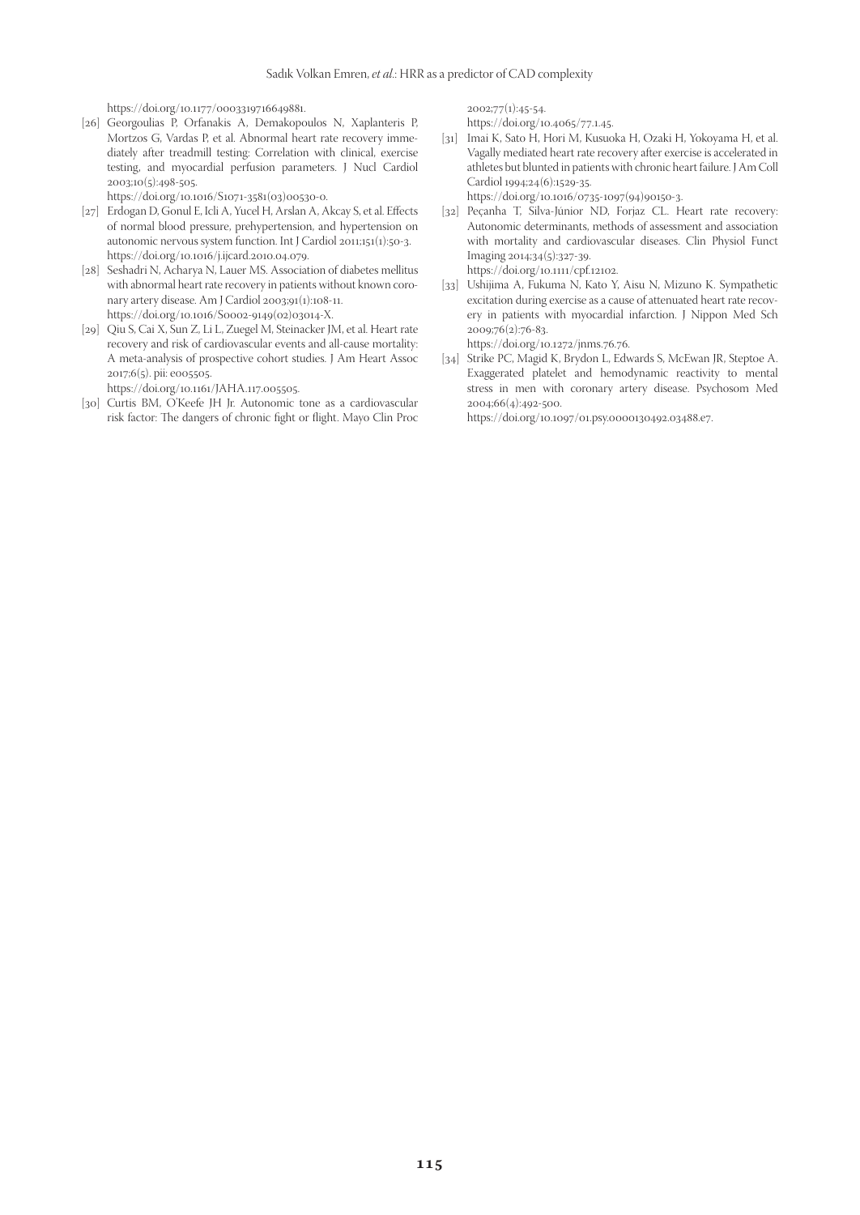https://doi.org/10.1177/0003319716649881.

[26] Georgoulias P, Orfanakis A, Demakopoulos N, Xaplanteris P, Mortzos G, Vardas P, et al. Abnormal heart rate recovery immediately after treadmill testing: Correlation with clinical, exercise testing, and myocardial perfusion parameters. J Nucl Cardiol 2003;10(5):498-505.
https://doi.org/10.1016/S1071-3581(03)00530-0.

[27] Erdogan D, Gonul E, Icli A, Yucel H, Arslan A, Akcay S, et al. Effects of normal blood pressure, prehypertension, and hypertension on autonomic nervous system function. Int J Cardiol 2011;151(1):50-3.
https://doi.org/10.1016/j.ijcard.2010.04.079.

[28] Seshadri N, Acharya N, Lauer MS. Association of diabetes mellitus with abnormal heart rate recovery in patients without known coronary artery disease. Am J Cardiol 2003;91(1):108-11.
https://doi.org/10.1016/S0002-9149(02)03014-X.

[29] Qiu S, Cai X, Sun Z, Li L, Zuegel M, Steinacker JM, et al. Heart rate recovery and risk of cardiovascular events and all-cause mortality: A meta-analysis of prospective cohort studies. J Am Heart Assoc 2017;6(5). pii: e005505.
https://doi.org/10.1161/JAHA.117.005505.

[30] Curtis BM, O'Keefe JH Jr. Autonomic tone as a cardiovascular risk factor: The dangers of chronic fight or flight. Mayo Clin Proc 2002;77(1):45-54.
https://doi.org/10.4065/77.1.45.

[31] Imai K, Sato H, Hori M, Kusuoka H, Ozaki H, Yokoyama H, et al. Vagally mediated heart rate recovery after exercise is accelerated in athletes but blunted in patients with chronic heart failure. J Am Coll Cardiol 1994;24(6):1529-35.
https://doi.org/10.1016/0735-1097(94)90150-3.

[32] Peçanha T, Silva-Júnior ND, Forjaz CL. Heart rate recovery: Autonomic determinants, methods of assessment and association with mortality and cardiovascular diseases. Clin Physiol Funct Imaging 2014;34(5):327-39.
https://doi.org/10.1111/cpf.12102.

[33] Ushijima A, Fukuma N, Kato Y, Aisu N, Mizuno K. Sympathetic excitation during exercise as a cause of attenuated heart rate recovery in patients with myocardial infarction. J Nippon Med Sch 2009;76(2):76-83.
https://doi.org/10.1272/jnms.76.76.

[34] Strike PC, Magid K, Brydon L, Edwards S, McEwan JR, Steptoe A. Exaggerated platelet and hemodynamic reactivity to mental stress in men with coronary artery disease. Psychosom Med 2004;66(4):492-500.
https://doi.org/10.1097/01.psy.0000130492.03488.e7.